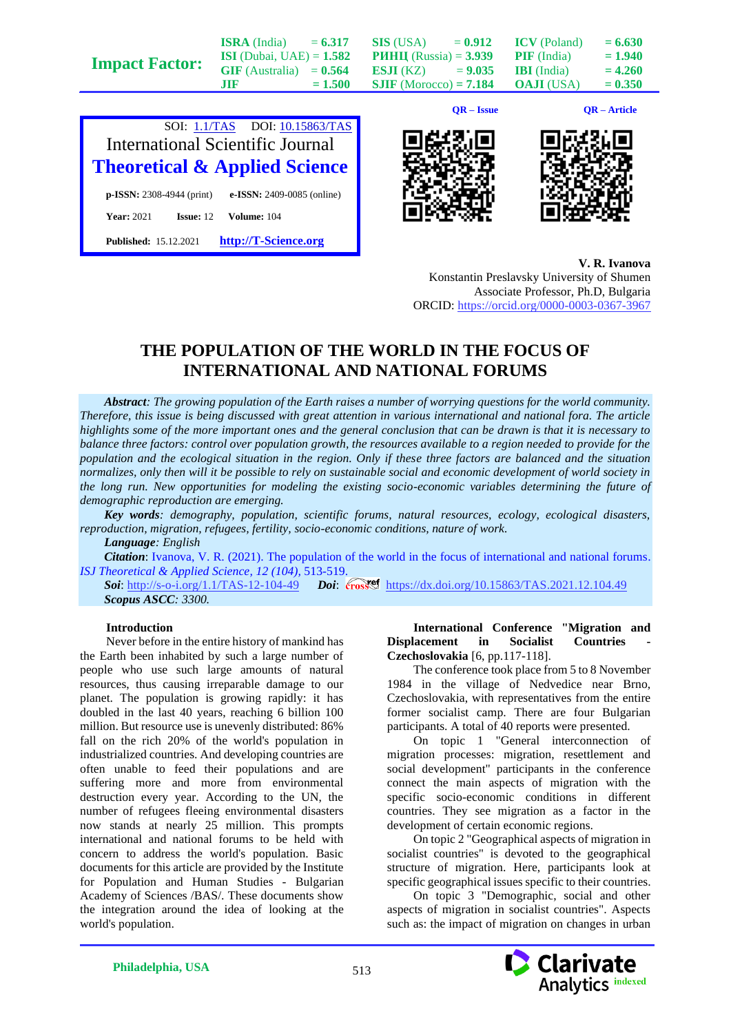SOI: 1.1/TAS DOI: 10.15863/TAS

International Scientific Journal

**Theoretical & Applied Science**

**p-ISSN:** 2308-4944 (print) **e-ISSN:** 2409-0085 (online)

**Year:** 2021 **Issue:** 12 **Volume:** 104

**Published:** 15.12.2021 **http://T-Science.org**

**V. R. Ivanova**
Konstantin Preslavsky University of Shumen
Associate Professor, Ph.D, Bulgaria
ORCID: https://orcid.org/0000-0003-0367-3967

# THE POPULATION OF THE WORLD IN THE FOCUS OF INTERNATIONAL AND NATIONAL FORUMS

***Abstract****: The growing population of the Earth raises a number of worrying questions for the world community. Therefore, this issue is being discussed with great attention in various international and national fora. The article highlights some of the more important ones and the general conclusion that can be drawn is that it is necessary to balance three factors: control over population growth, the resources available to a region needed to provide for the population and the ecological situation in the region. Only if these three factors are balanced and the situation normalizes, only then will it be possible to rely on sustainable social and economic development of world society in the long run. New opportunities for modeling the existing socio-economic variables determining the future of demographic reproduction are emerging.*

***Key words****: demography, population, scientific forums, natural resources, ecology, ecological disasters, reproduction, migration, refugees, fertility, socio-economic conditions, nature of work.*

***Language****: English*

***Citation****: Ivanova, V. R. (2021). The population of the world in the focus of international and national forums. ISJ Theoretical & Applied Science, 12 (104), 513-519.*

***Soi***: http://s-o-i.org/1.1/TAS-12-104-49 ***Doi***: https://dx.doi.org/10.15863/TAS.2021.12.104.49

***Scopus ASCC****: 3300.*

## Introduction

Never before in the entire history of mankind has the Earth been inhabited by such a large number of people who use such large amounts of natural resources, thus causing irreparable damage to our planet. The population is growing rapidly: it has doubled in the last 40 years, reaching 6 billion 100 million. But resource use is unevenly distributed: 86% fall on the rich 20% of the world's population in industrialized countries. And developing countries are often unable to feed their populations and are suffering more and more from environmental destruction every year. According to the UN, the number of refugees fleeing environmental disasters now stands at nearly 25 million. This prompts international and national forums to be held with concern to address the world's population. Basic documents for this article are provided by the Institute for Population and Human Studies - Bulgarian Academy of Sciences /BAS/. These documents show the integration around the idea of looking at the world's population.

**International Conference "Migration and Displacement in Socialist Countries - Czechoslovakia** [6, pp.117-118].

The conference took place from 5 to 8 November 1984 in the village of Nedvedice near Brno, Czechoslovakia, with representatives from the entire former socialist camp. There are four Bulgarian participants. A total of 40 reports were presented.

On topic 1 "General interconnection of migration processes: migration, resettlement and social development" participants in the conference connect the main aspects of migration with the specific socio-economic conditions in different countries. They see migration as a factor in the development of certain economic regions.

On topic 2 "Geographical aspects of migration in socialist countries" is devoted to the geographical structure of migration. Here, participants look at specific geographical issues specific to their countries.

On topic 3 "Demographic, social and other aspects of migration in socialist countries". Aspects such as: the impact of migration on changes in urban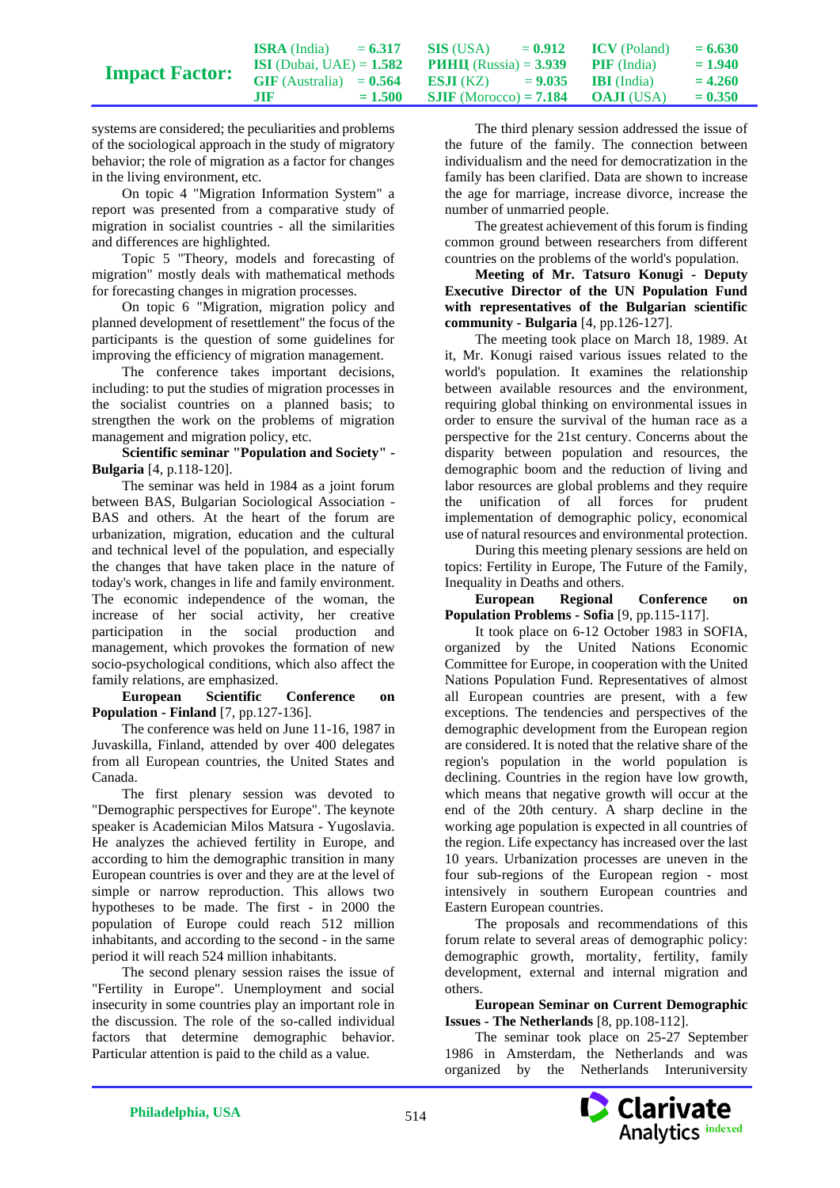systems are considered; the peculiarities and problems of the sociological approach in the study of migratory behavior; the role of migration as a factor for changes in the living environment, etc.

On topic 4 "Migration Information System" a report was presented from a comparative study of migration in socialist countries - all the similarities and differences are highlighted.

Topic 5 "Theory, models and forecasting of migration" mostly deals with mathematical methods for forecasting changes in migration processes.

On topic 6 "Migration, migration policy and planned development of resettlement" the focus of the participants is the question of some guidelines for improving the efficiency of migration management.

The conference takes important decisions, including: to put the studies of migration processes in the socialist countries on a planned basis; to strengthen the work on the problems of migration management and migration policy, etc.

**Scientific seminar "Population and Society" - Bulgaria** [4, p.118-120].

The seminar was held in 1984 as a joint forum between BAS, Bulgarian Sociological Association - BAS and others. At the heart of the forum are urbanization, migration, education and the cultural and technical level of the population, and especially the changes that have taken place in the nature of today's work, changes in life and family environment. The economic independence of the woman, the increase of her social activity, her creative participation in the social production and management, which provokes the formation of new socio-psychological conditions, which also affect the family relations, are emphasized.

**European Scientific Conference on Population - Finland** [7, pp.127-136].

The conference was held on June 11-16, 1987 in Juvaskilla, Finland, attended by over 400 delegates from all European countries, the United States and Canada.

The first plenary session was devoted to "Demographic perspectives for Europe". The keynote speaker is Academician Milos Matsura - Yugoslavia. He analyzes the achieved fertility in Europe, and according to him the demographic transition in many European countries is over and they are at the level of simple or narrow reproduction. This allows two hypotheses to be made. The first - in 2000 the population of Europe could reach 512 million inhabitants, and according to the second - in the same period it will reach 524 million inhabitants.

The second plenary session raises the issue of "Fertility in Europe". Unemployment and social insecurity in some countries play an important role in the discussion. The role of the so-called individual factors that determine demographic behavior. Particular attention is paid to the child as a value.

The third plenary session addressed the issue of the future of the family. The connection between individualism and the need for democratization in the family has been clarified. Data are shown to increase the age for marriage, increase divorce, increase the number of unmarried people.

The greatest achievement of this forum is finding common ground between researchers from different countries on the problems of the world's population.

**Meeting of Mr. Tatsuro Konugi - Deputy Executive Director of the UN Population Fund with representatives of the Bulgarian scientific community - Bulgaria** [4, pp.126-127].

The meeting took place on March 18, 1989. At it, Mr. Konugi raised various issues related to the world's population. It examines the relationship between available resources and the environment, requiring global thinking on environmental issues in order to ensure the survival of the human race as a perspective for the 21st century. Concerns about the disparity between population and resources, the demographic boom and the reduction of living and labor resources are global problems and they require the unification of all forces for prudent implementation of demographic policy, economical use of natural resources and environmental protection.

During this meeting plenary sessions are held on topics: Fertility in Europe, The Future of the Family, Inequality in Deaths and others.

**European Regional Conference on Population Problems - Sofia** [9, pp.115-117].

It took place on 6-12 October 1983 in SOFIA, organized by the United Nations Economic Committee for Europe, in cooperation with the United Nations Population Fund. Representatives of almost all European countries are present, with a few exceptions. The tendencies and perspectives of the demographic development from the European region are considered. It is noted that the relative share of the region's population in the world population is declining. Countries in the region have low growth, which means that negative growth will occur at the end of the 20th century. A sharp decline in the working age population is expected in all countries of the region. Life expectancy has increased over the last 10 years. Urbanization processes are uneven in the four sub-regions of the European region - most intensively in southern European countries and Eastern European countries.

The proposals and recommendations of this forum relate to several areas of demographic policy: demographic growth, mortality, fertility, family development, external and internal migration and others.

**European Seminar on Current Demographic Issues - The Netherlands** [8, pp.108-112].

The seminar took place on 25-27 September 1986 in Amsterdam, the Netherlands and was organized by the Netherlands Interuniversity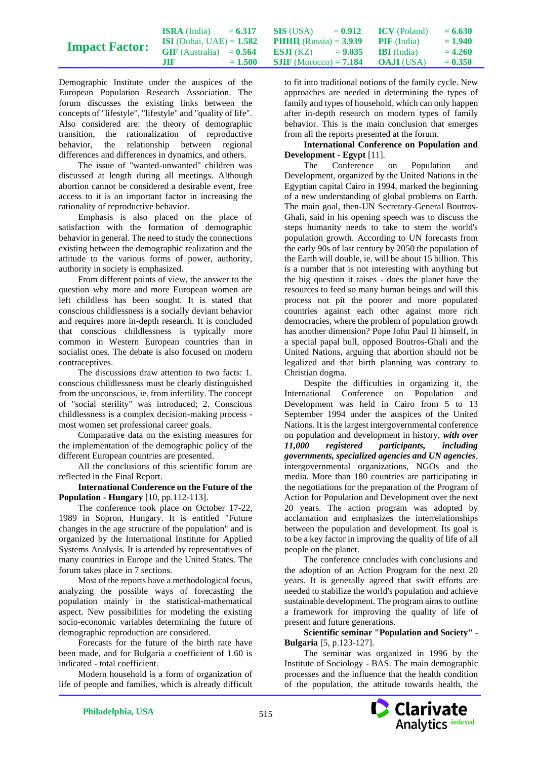Demographic Institute under the auspices of the European Population Research Association. The forum discusses the existing links between the concepts of "lifestyle", "lifestyle" and "quality of life". Also considered are: the theory of demographic transition, the rationalization of reproductive behavior, the relationship between regional differences and differences in dynamics, and others.

The issue of "wanted-unwanted" children was discussed at length during all meetings. Although abortion cannot be considered a desirable event, free access to it is an important factor in increasing the rationality of reproductive behavior.

Emphasis is also placed on the place of satisfaction with the formation of demographic behavior in general. The need to study the connections existing between the demographic realization and the attitude to the various forms of power, authority, authority in society is emphasized.

From different points of view, the answer to the question why more and more European women are left childless has been sought. It is stated that conscious childlessness is a socially deviant behavior and requires more in-depth research. It is concluded that conscious childlessness is typically more common in Western European countries than in socialist ones. The debate is also focused on modern contraceptives.

The discussions draw attention to two facts: 1. conscious childlessness must be clearly distinguished from the unconscious, ie. from infertility. The concept of "social sterility" was introduced; 2. Conscious childlessness is a complex decision-making process - most women set professional career goals.

Comparative data on the existing measures for the implementation of the demographic policy of the different European countries are presented.

All the conclusions of this scientific forum are reflected in the Final Report.

**International Conference on the Future of the Population - Hungary** [10, pp.112-113].

The conference took place on October 17-22, 1989 in Sopron, Hungary. It is entitled "Future changes in the age structure of the population" and is organized by the International Institute for Applied Systems Analysis. It is attended by representatives of many countries in Europe and the United States. The forum takes place in 7 sections.

Most of the reports have a methodological focus, analyzing the possible ways of forecasting the population mainly in the statistical-mathematical aspect. New possibilities for modeling the existing socio-economic variables determining the future of demographic reproduction are considered.

Forecasts for the future of the birth rate have been made, and for Bulgaria a coefficient of 1.60 is indicated - total coefficient.

Modern household is a form of organization of life of people and families, which is already difficult to fit into traditional notions of the family cycle. New approaches are needed in determining the types of family and type of household, which can only happen after in-depth research on modern types of family behavior. This is the main conclusion that emerges from all the reports presented at the forum.

**International Conference on Population and Development - Egypt** [11].

The Conference on Population and Development, organized by the United Nations in the Egyptian capital Cairo in 1994, marked the beginning of a new understanding of global problems on Earth. The main goal, then-UN Secretary-General Boutros-Ghali, said in his opening speech was to discuss the steps humanity needs to take to stem the world's population growth. According to UN forecasts from the early 90s of last century by 2050 the population of the Earth will double, ie. will be about 15 billion. This is a number that is not interesting with anything but the big question it raises - does the planet have the resources to feed so many human beings and will this process not pit the poorer and more populated countries against each other against more rich democracies, where the problem of population growth has another dimension? Pope John Paul II himself, in a special papal bull, opposed Boutros-Ghali and the United Nations, arguing that abortion should not be legalized and that birth planning was contrary to Christian dogma.

Despite the difficulties in organizing it, the International Conference on Population and Development was held in Cairo from 5 to 13 September 1994 under the auspices of the United Nations. It is the largest intergovernmental conference on population and development in history, ***with over 11,000 registered participants, including governments, specialized agencies and UN agencies***, intergovernmental organizations, NGOs and the media. More than 180 countries are participating in the negotiations for the preparation of the Program of Action for Population and Development over the next 20 years. The action program was adopted by acclamation and emphasizes the interrelationships between the population and development. Its goal is to be a key factor in improving the quality of life of all people on the planet.

The conference concludes with conclusions and the adoption of an Action Program for the next 20 years. It is generally agreed that swift efforts are needed to stabilize the world's population and achieve sustainable development. The program aims to outline a framework for improving the quality of life of present and future generations.

**Scientific seminar "Population and Society" - Bulgaria** [5, p.123-127].

The seminar was organized in 1996 by the Institute of Sociology - BAS. The main demographic processes and the influence that the health condition of the population, the attitude towards health, the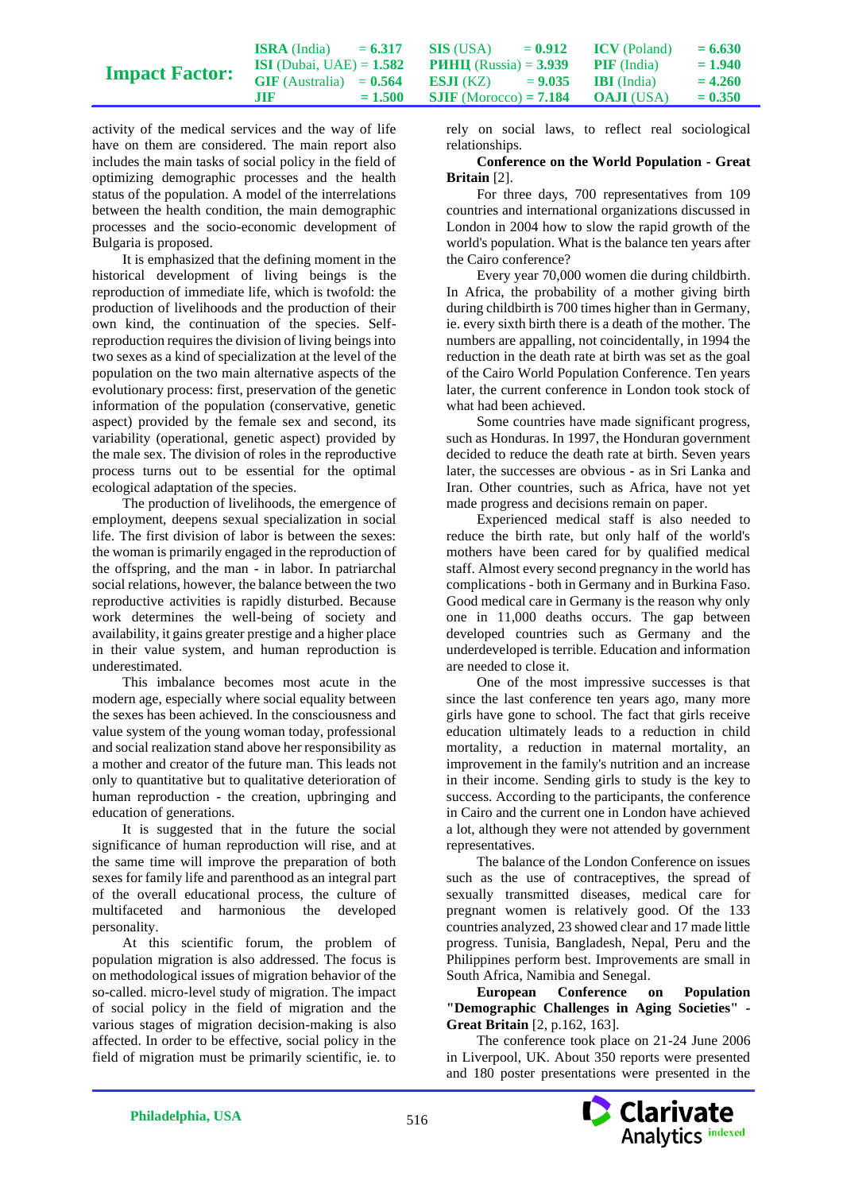activity of the medical services and the way of life have on them are considered. The main report also includes the main tasks of social policy in the field of optimizing demographic processes and the health status of the population. A model of the interrelations between the health condition, the main demographic processes and the socio-economic development of Bulgaria is proposed.

It is emphasized that the defining moment in the historical development of living beings is the reproduction of immediate life, which is twofold: the production of livelihoods and the production of their own kind, the continuation of the species. Self-reproduction requires the division of living beings into two sexes as a kind of specialization at the level of the population on the two main alternative aspects of the evolutionary process: first, preservation of the genetic information of the population (conservative, genetic aspect) provided by the female sex and second, its variability (operational, genetic aspect) provided by the male sex. The division of roles in the reproductive process turns out to be essential for the optimal ecological adaptation of the species.

The production of livelihoods, the emergence of employment, deepens sexual specialization in social life. The first division of labor is between the sexes: the woman is primarily engaged in the reproduction of the offspring, and the man - in labor. In patriarchal social relations, however, the balance between the two reproductive activities is rapidly disturbed. Because work determines the well-being of society and availability, it gains greater prestige and a higher place in their value system, and human reproduction is underestimated.

This imbalance becomes most acute in the modern age, especially where social equality between the sexes has been achieved. In the consciousness and value system of the young woman today, professional and social realization stand above her responsibility as a mother and creator of the future man. This leads not only to quantitative but to qualitative deterioration of human reproduction - the creation, upbringing and education of generations.

It is suggested that in the future the social significance of human reproduction will rise, and at the same time will improve the preparation of both sexes for family life and parenthood as an integral part of the overall educational process, the culture of multifaceted and harmonious the developed personality.

At this scientific forum, the problem of population migration is also addressed. The focus is on methodological issues of migration behavior of the so-called. micro-level study of migration. The impact of social policy in the field of migration and the various stages of migration decision-making is also affected. In order to be effective, social policy in the field of migration must be primarily scientific, ie. to rely on social laws, to reflect real sociological relationships.

**Conference on the World Population - Great Britain** [2].

For three days, 700 representatives from 109 countries and international organizations discussed in London in 2004 how to slow the rapid growth of the world's population. What is the balance ten years after the Cairo conference?

Every year 70,000 women die during childbirth. In Africa, the probability of a mother giving birth during childbirth is 700 times higher than in Germany, ie. every sixth birth there is a death of the mother. The numbers are appalling, not coincidentally, in 1994 the reduction in the death rate at birth was set as the goal of the Cairo World Population Conference. Ten years later, the current conference in London took stock of what had been achieved.

Some countries have made significant progress, such as Honduras. In 1997, the Honduran government decided to reduce the death rate at birth. Seven years later, the successes are obvious - as in Sri Lanka and Iran. Other countries, such as Africa, have not yet made progress and decisions remain on paper.

Experienced medical staff is also needed to reduce the birth rate, but only half of the world's mothers have been cared for by qualified medical staff. Almost every second pregnancy in the world has complications - both in Germany and in Burkina Faso. Good medical care in Germany is the reason why only one in 11,000 deaths occurs. The gap between developed countries such as Germany and the underdeveloped is terrible. Education and information are needed to close it.

One of the most impressive successes is that since the last conference ten years ago, many more girls have gone to school. The fact that girls receive education ultimately leads to a reduction in child mortality, a reduction in maternal mortality, an improvement in the family's nutrition and an increase in their income. Sending girls to study is the key to success. According to the participants, the conference in Cairo and the current one in London have achieved a lot, although they were not attended by government representatives.

The balance of the London Conference on issues such as the use of contraceptives, the spread of sexually transmitted diseases, medical care for pregnant women is relatively good. Of the 133 countries analyzed, 23 showed clear and 17 made little progress. Tunisia, Bangladesh, Nepal, Peru and the Philippines perform best. Improvements are small in South Africa, Namibia and Senegal.

**European Conference on Population "Demographic Challenges in Aging Societies" - Great Britain** [2, p.162, 163].

The conference took place on 21-24 June 2006 in Liverpool, UK. About 350 reports were presented and 180 poster presentations were presented in the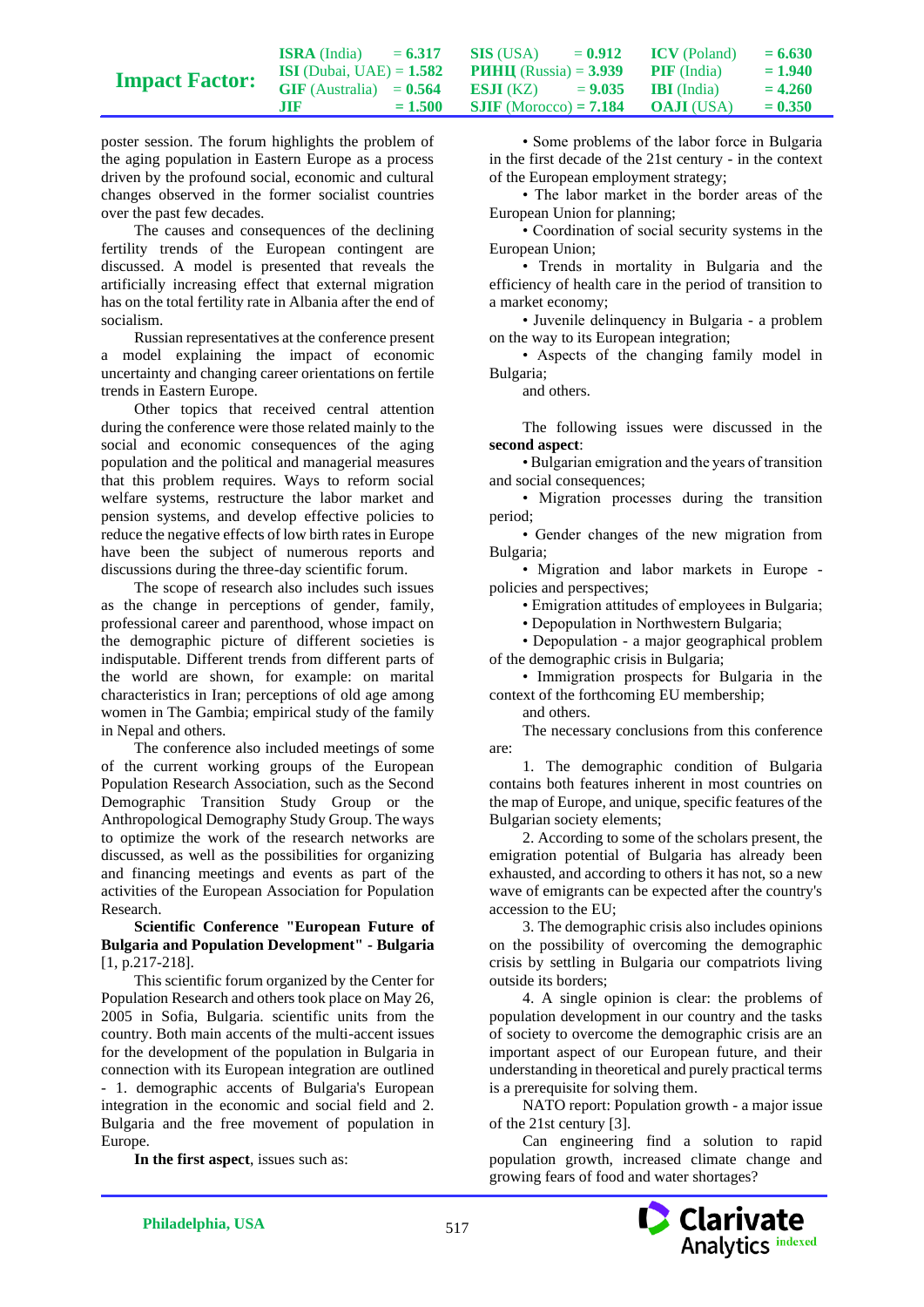poster session. The forum highlights the problem of the aging population in Eastern Europe as a process driven by the profound social, economic and cultural changes observed in the former socialist countries over the past few decades.

The causes and consequences of the declining fertility trends of the European contingent are discussed. A model is presented that reveals the artificially increasing effect that external migration has on the total fertility rate in Albania after the end of socialism.

Russian representatives at the conference present a model explaining the impact of economic uncertainty and changing career orientations on fertile trends in Eastern Europe.

Other topics that received central attention during the conference were those related mainly to the social and economic consequences of the aging population and the political and managerial measures that this problem requires. Ways to reform social welfare systems, restructure the labor market and pension systems, and develop effective policies to reduce the negative effects of low birth rates in Europe have been the subject of numerous reports and discussions during the three-day scientific forum.

The scope of research also includes such issues as the change in perceptions of gender, family, professional career and parenthood, whose impact on the demographic picture of different societies is indisputable. Different trends from different parts of the world are shown, for example: on marital characteristics in Iran; perceptions of old age among women in The Gambia; empirical study of the family in Nepal and others.

The conference also included meetings of some of the current working groups of the European Population Research Association, such as the Second Demographic Transition Study Group or the Anthropological Demography Study Group. The ways to optimize the work of the research networks are discussed, as well as the possibilities for organizing and financing meetings and events as part of the activities of the European Association for Population Research.

**Scientific Conference "European Future of Bulgaria and Population Development" - Bulgaria** [1, p.217-218].

This scientific forum organized by the Center for Population Research and others took place on May 26, 2005 in Sofia, Bulgaria. scientific units from the country. Both main accents of the multi-accent issues for the development of the population in Bulgaria in connection with its European integration are outlined - 1. demographic accents of Bulgaria's European integration in the economic and social field and 2. Bulgaria and the free movement of population in Europe.

**In the first aspect**, issues such as:

• Some problems of the labor force in Bulgaria in the first decade of the 21st century - in the context of the European employment strategy;

• The labor market in the border areas of the European Union for planning;

• Coordination of social security systems in the European Union;

• Trends in mortality in Bulgaria and the efficiency of health care in the period of transition to a market economy;

• Juvenile delinquency in Bulgaria - a problem on the way to its European integration;

• Aspects of the changing family model in Bulgaria;

and others.

The following issues were discussed in the **second aspect**:

• Bulgarian emigration and the years of transition and social consequences;

• Migration processes during the transition period;

• Gender changes of the new migration from Bulgaria;

• Migration and labor markets in Europe - policies and perspectives;

• Emigration attitudes of employees in Bulgaria;

• Depopulation in Northwestern Bulgaria;

• Depopulation - a major geographical problem of the demographic crisis in Bulgaria;

• Immigration prospects for Bulgaria in the context of the forthcoming EU membership;

and others.

The necessary conclusions from this conference are:

1. The demographic condition of Bulgaria contains both features inherent in most countries on the map of Europe, and unique, specific features of the Bulgarian society elements;

2. According to some of the scholars present, the emigration potential of Bulgaria has already been exhausted, and according to others it has not, so a new wave of emigrants can be expected after the country's accession to the EU;

3. The demographic crisis also includes opinions on the possibility of overcoming the demographic crisis by settling in Bulgaria our compatriots living outside its borders;

4. A single opinion is clear: the problems of population development in our country and the tasks of society to overcome the demographic crisis are an important aspect of our European future, and their understanding in theoretical and purely practical terms is a prerequisite for solving them.

NATO report: Population growth - a major issue of the 21st century [3].

Can engineering find a solution to rapid population growth, increased climate change and growing fears of food and water shortages?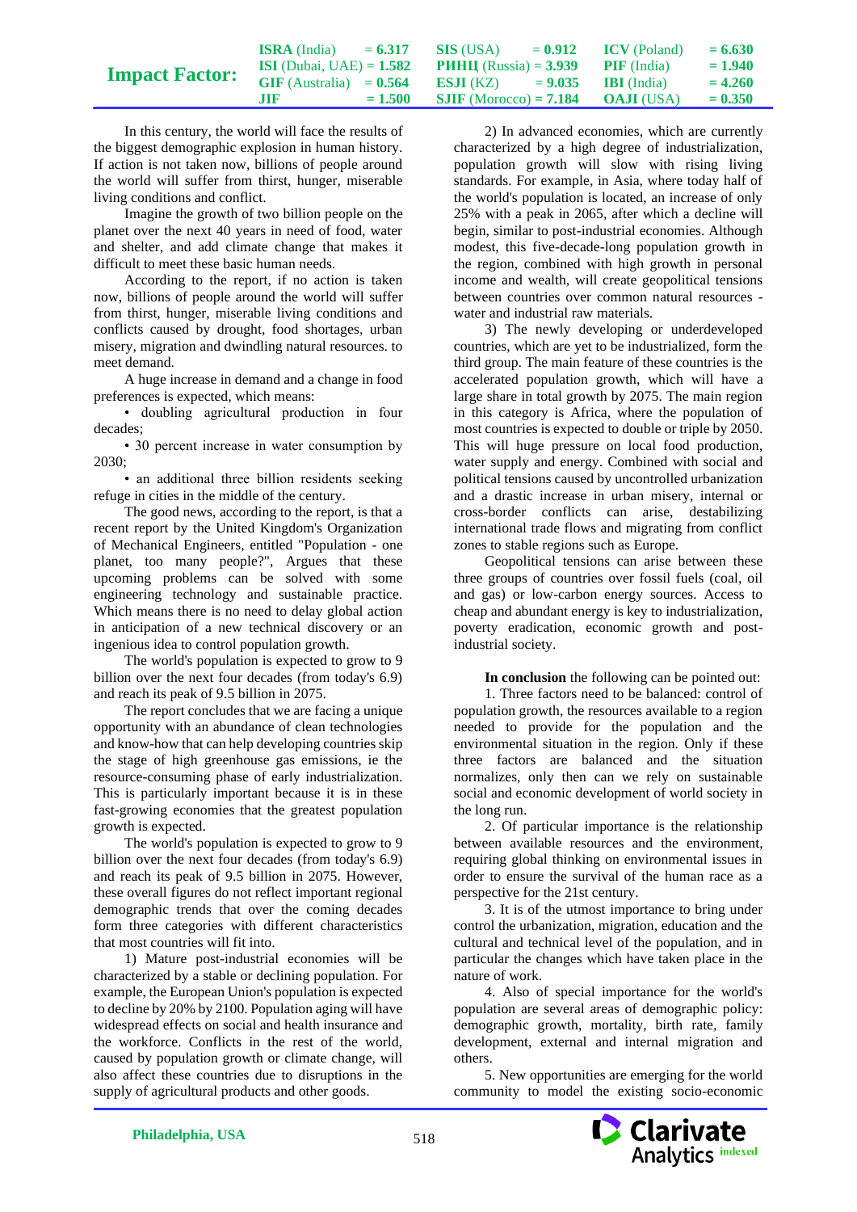In this century, the world will face the results of the biggest demographic explosion in human history. If action is not taken now, billions of people around the world will suffer from thirst, hunger, miserable living conditions and conflict.

Imagine the growth of two billion people on the planet over the next 40 years in need of food, water and shelter, and add climate change that makes it difficult to meet these basic human needs.

According to the report, if no action is taken now, billions of people around the world will suffer from thirst, hunger, miserable living conditions and conflicts caused by drought, food shortages, urban misery, migration and dwindling natural resources. to meet demand.

A huge increase in demand and a change in food preferences is expected, which means:

• doubling agricultural production in four decades;

• 30 percent increase in water consumption by 2030;

• an additional three billion residents seeking refuge in cities in the middle of the century.

The good news, according to the report, is that a recent report by the United Kingdom's Organization of Mechanical Engineers, entitled "Population - one planet, too many people?", Argues that these upcoming problems can be solved with some engineering technology and sustainable practice. Which means there is no need to delay global action in anticipation of a new technical discovery or an ingenious idea to control population growth.

The world's population is expected to grow to 9 billion over the next four decades (from today's 6.9) and reach its peak of 9.5 billion in 2075.

The report concludes that we are facing a unique opportunity with an abundance of clean technologies and know-how that can help developing countries skip the stage of high greenhouse gas emissions, ie the resource-consuming phase of early industrialization. This is particularly important because it is in these fast-growing economies that the greatest population growth is expected.

The world's population is expected to grow to 9 billion over the next four decades (from today's 6.9) and reach its peak of 9.5 billion in 2075. However, these overall figures do not reflect important regional demographic trends that over the coming decades form three categories with different characteristics that most countries will fit into.

1) Mature post-industrial economies will be characterized by a stable or declining population. For example, the European Union's population is expected to decline by 20% by 2100. Population aging will have widespread effects on social and health insurance and the workforce. Conflicts in the rest of the world, caused by population growth or climate change, will also affect these countries due to disruptions in the supply of agricultural products and other goods.

2) In advanced economies, which are currently characterized by a high degree of industrialization, population growth will slow with rising living standards. For example, in Asia, where today half of the world's population is located, an increase of only 25% with a peak in 2065, after which a decline will begin, similar to post-industrial economies. Although modest, this five-decade-long population growth in the region, combined with high growth in personal income and wealth, will create geopolitical tensions between countries over common natural resources - water and industrial raw materials.

3) The newly developing or underdeveloped countries, which are yet to be industrialized, form the third group. The main feature of these countries is the accelerated population growth, which will have a large share in total growth by 2075. The main region in this category is Africa, where the population of most countries is expected to double or triple by 2050. This will huge pressure on local food production, water supply and energy. Combined with social and political tensions caused by uncontrolled urbanization and a drastic increase in urban misery, internal or cross-border conflicts can arise, destabilizing international trade flows and migrating from conflict zones to stable regions such as Europe.

Geopolitical tensions can arise between these three groups of countries over fossil fuels (coal, oil and gas) or low-carbon energy sources. Access to cheap and abundant energy is key to industrialization, poverty eradication, economic growth and post-industrial society.

**In conclusion** the following can be pointed out:

1. Three factors need to be balanced: control of population growth, the resources available to a region needed to provide for the population and the environmental situation in the region. Only if these three factors are balanced and the situation normalizes, only then can we rely on sustainable social and economic development of world society in the long run.

2. Of particular importance is the relationship between available resources and the environment, requiring global thinking on environmental issues in order to ensure the survival of the human race as a perspective for the 21st century.

3. It is of the utmost importance to bring under control the urbanization, migration, education and the cultural and technical level of the population, and in particular the changes which have taken place in the nature of work.

4. Also of special importance for the world's population are several areas of demographic policy: demographic growth, mortality, birth rate, family development, external and internal migration and others.

5. New opportunities are emerging for the world community to model the existing socio-economic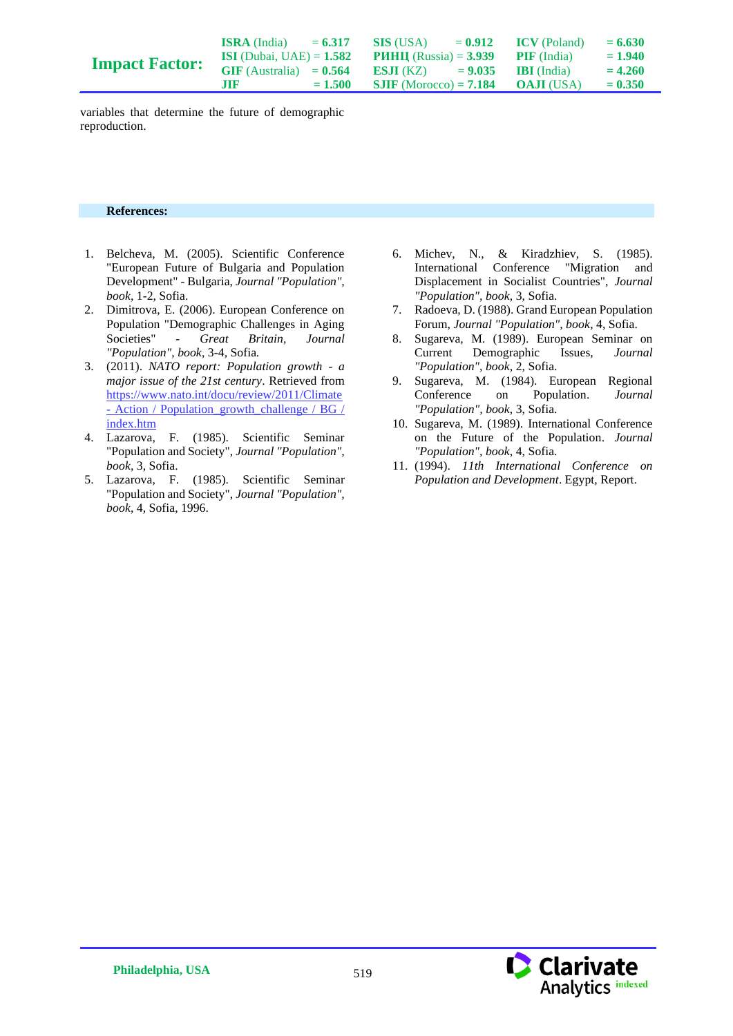variables that determine the future of demographic reproduction.

**References:**

1. Belcheva, M. (2005). Scientific Conference "European Future of Bulgaria and Population Development" - Bulgaria, *Journal "Population"*, *book*, 1-2, Sofia.
2. Dimitrova, E. (2006). European Conference on Population "Demographic Challenges in Aging Societies" - *Great Britain, Journal "Population"*, *book*, 3-4, Sofia.
3. (2011). *NATO report: Population growth - a major issue of the 21st century*. Retrieved from https://www.nato.int/docu/review/2011/Climate - Action / Population_growth_challenge / BG / index.htm
4. Lazarova, F. (1985). Scientific Seminar "Population and Society", *Journal "Population"*, *book*, 3, Sofia.
5. Lazarova, F. (1985). Scientific Seminar "Population and Society", *Journal "Population"*, *book*, 4, Sofia, 1996.
6. Michev, N., & Kiradzhiev, S. (1985). International Conference "Migration and Displacement in Socialist Countries", *Journal "Population"*, *book*, 3, Sofia.
7. Radoeva, D. (1988). Grand European Population Forum, *Journal "Population"*, *book*, 4, Sofia.
8. Sugareva, M. (1989). European Seminar on Current Demographic Issues, *Journal "Population"*, *book*, 2, Sofia.
9. Sugareva, M. (1984). European Regional Conference on Population. *Journal "Population"*, *book*, 3, Sofia.
10. Sugareva, M. (1989). International Conference on the Future of the Population. *Journal "Population"*, *book*, 4, Sofia.
11. (1994). *11th International Conference on Population and Development*. Egypt, Report.